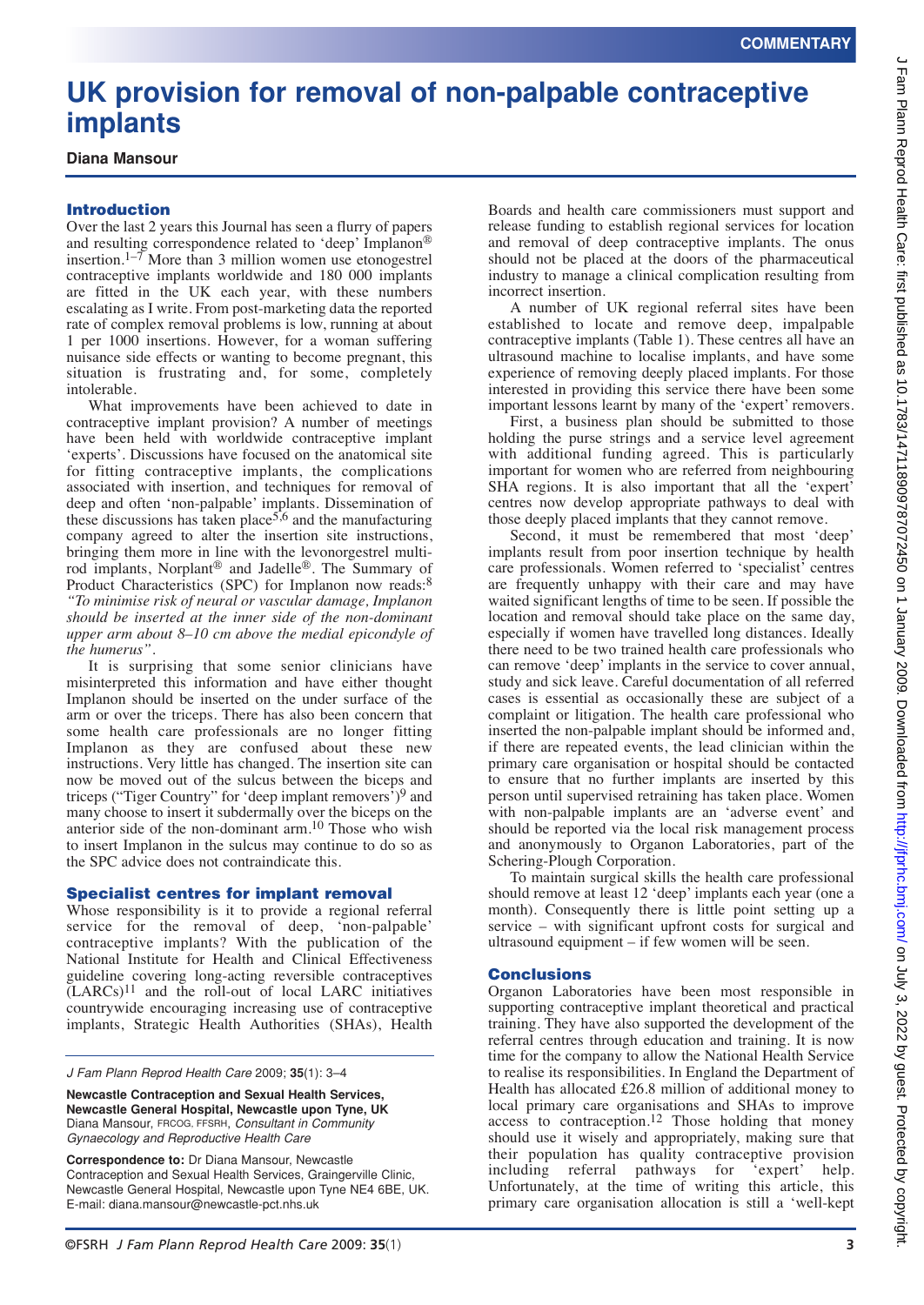COMMENTARY

# UK provision for removal of non-palpable contraceptive implants

**Diana Mansour**

## Introduction

Over the last 2 years this Journal has seen a flurry of papers and resulting correspondence related to 'deep' Implanon® insertion.[1–7] More than 3 million women use etonogestrel contraceptive implants worldwide and 180 000 implants are fitted in the UK each year, with these numbers escalating as I write. From post-marketing data the reported rate of complex removal problems is low, running at about 1 per 1000 insertions. However, for a woman suffering nuisance side effects or wanting to become pregnant, this situation is frustrating and, for some, completely intolerable.

What improvements have been achieved to date in contraceptive implant provision? A number of meetings have been held with worldwide contraceptive implant 'experts'. Discussions have focused on the anatomical site for fitting contraceptive implants, the complications associated with insertion, and techniques for removal of deep and often 'non-palpable' implants. Dissemination of these discussions has taken place[5,6] and the manufacturing company agreed to alter the insertion site instructions, bringing them more in line with the levonorgestrel multi-rod implants, Norplant® and Jadelle®. The Summary of Product Characteristics (SPC) for Implanon now reads:[8] *"To minimise risk of neural or vascular damage, Implanon should be inserted at the inner side of the non-dominant upper arm about 8–10 cm above the medial epicondyle of the humerus"*.

It is surprising that some senior clinicians have misinterpreted this information and have either thought Implanon should be inserted on the under surface of the arm or over the triceps. There has also been concern that some health care professionals are no longer fitting Implanon as they are confused about these new instructions. Very little has changed. The insertion site can now be moved out of the sulcus between the biceps and triceps ("Tiger Country" for 'deep implant removers')[9] and many choose to insert it subdermally over the biceps on the anterior side of the non-dominant arm.[10] Those who wish to insert Implanon in the sulcus may continue to do so as the SPC advice does not contraindicate this.

## Specialist centres for implant removal

Whose responsibility is it to provide a regional referral service for the removal of deep, 'non-palpable' contraceptive implants? With the publication of the National Institute for Health and Clinical Effectiveness guideline covering long-acting reversible contraceptives (LARCs)[11] and the roll-out of local LARC initiatives countrywide encouraging increasing use of contraceptive implants, Strategic Health Authorities (SHAs), Health Boards and health care commissioners must support and release funding to establish regional services for location and removal of deep contraceptive implants. The onus should not be placed at the doors of the pharmaceutical industry to manage a clinical complication resulting from incorrect insertion.

A number of UK regional referral sites have been established to locate and remove deep, impalpable contraceptive implants (Table 1). These centres all have an ultrasound machine to localise implants, and have some experience of removing deeply placed implants. For those interested in providing this service there have been some important lessons learnt by many of the 'expert' removers.

First, a business plan should be submitted to those holding the purse strings and a service level agreement with additional funding agreed. This is particularly important for women who are referred from neighbouring SHA regions. It is also important that all the 'expert' centres now develop appropriate pathways to deal with those deeply placed implants that they cannot remove.

Second, it must be remembered that most 'deep' implants result from poor insertion technique by health care professionals. Women referred to 'specialist' centres are frequently unhappy with their care and may have waited significant lengths of time to be seen. If possible the location and removal should take place on the same day, especially if women have travelled long distances. Ideally there need to be two trained health care professionals who can remove 'deep' implants in the service to cover annual, study and sick leave. Careful documentation of all referred cases is essential as occasionally these are subject of a complaint or litigation. The health care professional who inserted the non-palpable implant should be informed and, if there are repeated events, the lead clinician within the primary care organisation or hospital should be contacted to ensure that no further implants are inserted by this person until supervised retraining has taken place. Women with non-palpable implants are an 'adverse event' and should be reported via the local risk management process and anonymously to Organon Laboratories, part of the Schering-Plough Corporation.

To maintain surgical skills the health care professional should remove at least 12 'deep' implants each year (one a month). Consequently there is little point setting up a service – with significant upfront costs for surgical and ultrasound equipment – if few women will be seen.

## Conclusions

Organon Laboratories have been most responsible in supporting contraceptive implant theoretical and practical training. They have also supported the development of the referral centres through education and training. It is now time for the company to allow the National Health Service to realise its responsibilities. In England the Department of Health has allocated £26.8 million of additional money to local primary care organisations and SHAs to improve access to contraception.[12] Those holding that money should use it wisely and appropriately, making sure that their population has quality contraceptive provision including referral pathways for 'expert' help. Unfortunately, at the time of writing this article, this primary care organisation allocation is still a 'well-kept

---

*J Fam Plann Reprod Health Care* 2009; **35**(1): 3–4

**Newcastle Contraception and Sexual Health Services, Newcastle General Hospital, Newcastle upon Tyne, UK**
Diana Mansour, FRCOG, FFSRH, *Consultant in Community Gynaecology and Reproductive Health Care*

**Correspondence to:** Dr Diana Mansour, Newcastle Contraception and Sexual Health Services, Graingerville Clinic, Newcastle General Hospital, Newcastle upon Tyne NE4 6BE, UK. E-mail: diana.mansour@newcastle-pct.nhs.uk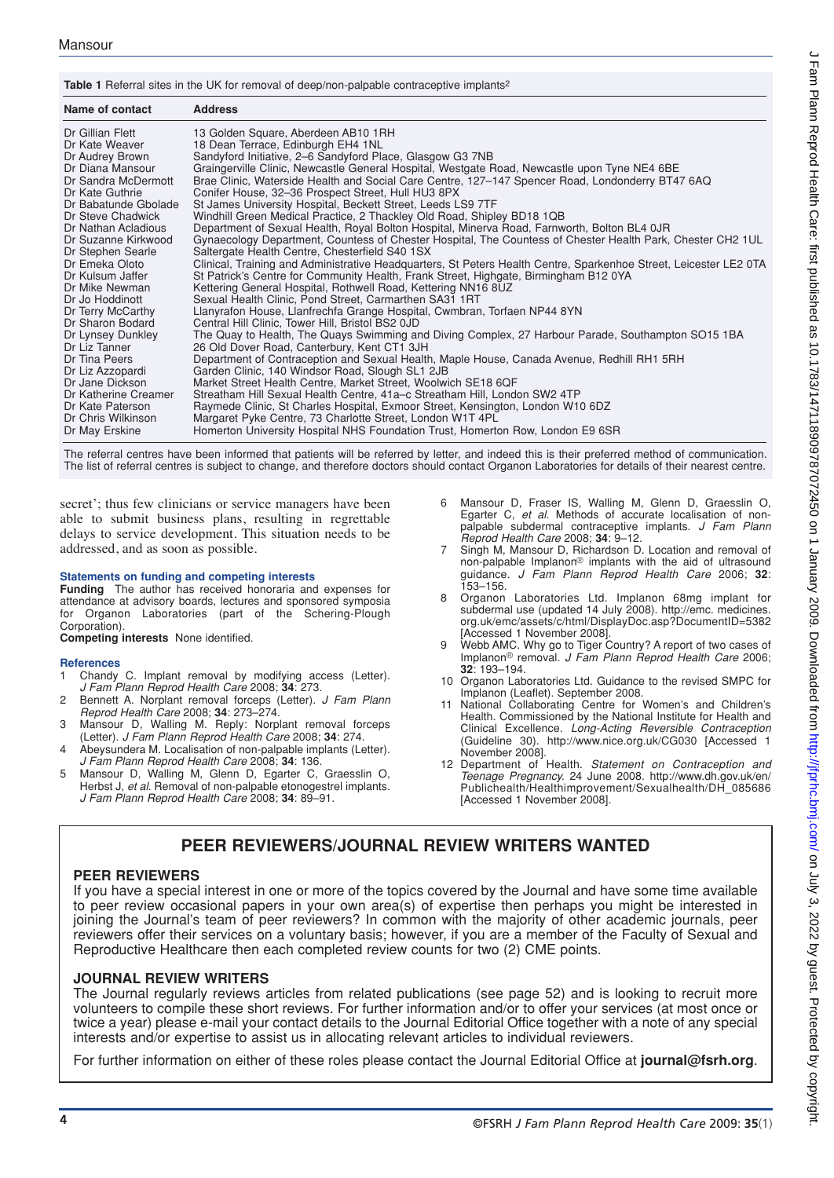**Table 1** Referral sites in the UK for removal of deep/non-palpable contraceptive implants[2]

| Name of contact | Address |
|---|---|
| Dr Gillian Flett | 13 Golden Square, Aberdeen AB10 1RH |
| Dr Kate Weaver | 18 Dean Terrace, Edinburgh EH4 1NL |
| Dr Audrey Brown | Sandyford Initiative, 2–6 Sandyford Place, Glasgow G3 7NB |
| Dr Diana Mansour | Graingerville Clinic, Newcastle General Hospital, Westgate Road, Newcastle upon Tyne NE4 6BE |
| Dr Sandra McDermott | Brae Clinic, Waterside Health and Social Care Centre, 127–147 Spencer Road, Londonderry BT47 6AQ |
| Dr Kate Guthrie | Conifer House, 32–36 Prospect Street, Hull HU3 8PX |
| Dr Babatunde Gbolade | St James University Hospital, Beckett Street, Leeds LS9 7TF |
| Dr Steve Chadwick | Windhill Green Medical Practice, 2 Thackley Old Road, Shipley BD18 1QB |
| Dr Nathan Acladious | Department of Sexual Health, Royal Bolton Hospital, Minerva Road, Farnworth, Bolton BL4 0JR |
| Dr Suzanne Kirkwood | Gynaecology Department, Countess of Chester Hospital, The Countess of Chester Health Park, Chester CH2 1UL |
| Dr Stephen Searle | Saltergate Health Centre, Chesterfield S40 1SX |
| Dr Emeka Oloto | Clinical, Training and Administrative Headquarters, St Peters Health Centre, Sparkenhoe Street, Leicester LE2 0TA |
| Dr Kulsum Jaffer | St Patrick's Centre for Community Health, Frank Street, Highgate, Birmingham B12 0YA |
| Dr Mike Newman | Kettering General Hospital, Rothwell Road, Kettering NN16 8UZ |
| Dr Jo Hoddinott | Sexual Health Clinic, Pond Street, Carmarthen SA31 1RT |
| Dr Terry McCarthy | Llanyrafon House, Llanfrechfa Grange Hospital, Cwmbran, Torfaen NP44 8YN |
| Dr Sharon Bodard | Central Hill Clinic, Tower Hill, Bristol BS2 0JD |
| Dr Lynsey Dunkley | The Quay to Health, The Quays Swimming and Diving Complex, 27 Harbour Parade, Southampton SO15 1BA |
| Dr Liz Tanner | 26 Old Dover Road, Canterbury, Kent CT1 3JH |
| Dr Tina Peers | Department of Contraception and Sexual Health, Maple House, Canada Avenue, Redhill RH1 5RH |
| Dr Liz Azzopardi | Garden Clinic, 140 Windsor Road, Slough SL1 2JB |
| Dr Jane Dickson | Market Street Health Centre, Market Street, Woolwich SE18 6QF |
| Dr Katherine Creamer | Streatham Hill Sexual Health Centre, 41a–c Streatham Hill, London SW2 4TP |
| Dr Kate Paterson | Raymede Clinic, St Charles Hospital, Exmoor Street, Kensington, London W10 6DZ |
| Dr Chris Wilkinson | Margaret Pyke Centre, 73 Charlotte Street, London W1T 4PL |
| Dr May Erskine | Homerton University Hospital NHS Foundation Trust, Homerton Row, London E9 6SR |

The referral centres have been informed that patients will be referred by letter, and indeed this is their preferred method of communication. The list of referral centres is subject to change, and therefore doctors should contact Organon Laboratories for details of their nearest centre.

secret'; thus few clinicians or service managers have been able to submit business plans, resulting in regrettable delays to service development. This situation needs to be addressed, and as soon as possible.

#### Statements on funding and competing interests

**Funding** The author has received honoraria and expenses for attendance at advisory boards, lectures and sponsored symposia for Organon Laboratories (part of the Schering-Plough Corporation).

**Competing interests** None identified.

#### References

1. Chandy C. Implant removal by modifying access (Letter). *J Fam Plann Reprod Health Care* 2008; **34**: 273.
2. Bennett A. Norplant removal forceps (Letter). *J Fam Plann Reprod Health Care* 2008; **34**: 273–274.
3. Mansour D, Walling M. Reply: Norplant removal forceps (Letter). *J Fam Plann Reprod Health Care* 2008; **34**: 274.
4. Abeysundera M. Localisation of non-palpable implants (Letter). *J Fam Plann Reprod Health Care* 2008; **34**: 136.
5. Mansour D, Walling M, Glenn D, Egarter C, Graesslin O, Herbst J, *et al.* Removal of non-palpable etonogestrel implants. *J Fam Plann Reprod Health Care* 2008; **34**: 89–91.
6. Mansour D, Fraser IS, Walling M, Glenn D, Graesslin O, Egarter C, *et al.* Methods of accurate localisation of non-palpable subdermal contraceptive implants. *J Fam Plann Reprod Health Care* 2008; **34**: 9–12.
7. Singh M, Mansour D, Richardson D. Location and removal of non-palpable Implanon® implants with the aid of ultrasound guidance. *J Fam Plann Reprod Health Care* 2006; **32**: 153–156.
8. Organon Laboratories Ltd. Implanon 68mg implant for subdermal use (updated 14 July 2008). http://emc.medicines.org.uk/emc/assets/c/html/DisplayDoc.asp?DocumentID=5382 [Accessed 1 November 2008].
9. Webb AMC. Why go to Tiger Country? A report of two cases of Implanon® removal. *J Fam Plann Reprod Health Care* 2006; **32**: 193–194.
10. Organon Laboratories Ltd. Guidance to the revised SMPC for Implanon (Leaflet). September 2008.
11. National Collaborating Centre for Women's and Children's Health. Commissioned by the National Institute for Health and Clinical Excellence. *Long-Acting Reversible Contraception* (Guideline 30). http://www.nice.org.uk/CG030 [Accessed 1 November 2008].
12. Department of Health. *Statement on Contraception and Teenage Pregnancy.* 24 June 2008. http://www.dh.gov.uk/en/Publichealth/Healthimprovement/Sexualhealth/DH_085686 [Accessed 1 November 2008].

## PEER REVIEWERS/JOURNAL REVIEW WRITERS WANTED

### PEER REVIEWERS

If you have a special interest in one or more of the topics covered by the Journal and have some time available to peer review occasional papers in your own area(s) of expertise then perhaps you might be interested in joining the Journal's team of peer reviewers? In common with the majority of other academic journals, peer reviewers offer their services on a voluntary basis; however, if you are a member of the Faculty of Sexual and Reproductive Healthcare then each completed review counts for two (2) CME points.

### JOURNAL REVIEW WRITERS

The Journal regularly reviews articles from related publications (see page 52) and is looking to recruit more volunteers to compile these short reviews. For further information and/or to offer your services (at most once or twice a year) please e-mail your contact details to the Journal Editorial Office together with a note of any special interests and/or expertise to assist us in allocating relevant articles to individual reviewers.

For further information on either of these roles please contact the Journal Editorial Office at **journal@fsrh.org**.